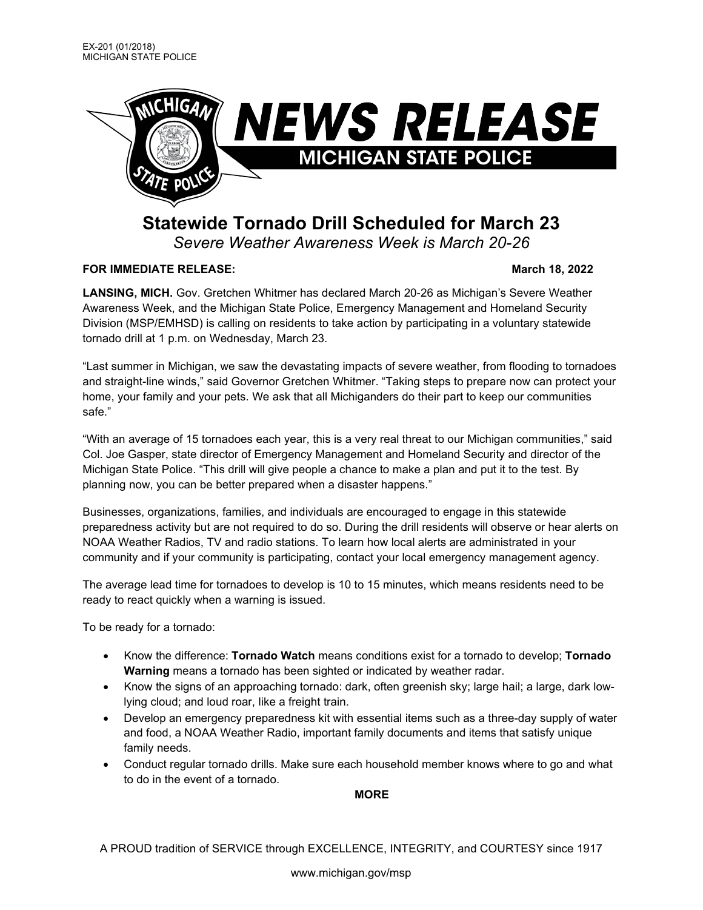EX-201 (01/2018)
MICHIGAN STATE POLICE

# NEWS RELEASE
## MICHIGAN STATE POLICE

# Statewide Tornado Drill Scheduled for March 23

*Severe Weather Awareness Week is March 20-26*

**FOR IMMEDIATE RELEASE:** **March 18, 2022**

**LANSING, MICH.** Gov. Gretchen Whitmer has declared March 20-26 as Michigan's Severe Weather Awareness Week, and the Michigan State Police, Emergency Management and Homeland Security Division (MSP/EMHSD) is calling on residents to take action by participating in a voluntary statewide tornado drill at 1 p.m. on Wednesday, March 23.

"Last summer in Michigan, we saw the devastating impacts of severe weather, from flooding to tornadoes and straight-line winds," said Governor Gretchen Whitmer. "Taking steps to prepare now can protect your home, your family and your pets. We ask that all Michiganders do their part to keep our communities safe."

"With an average of 15 tornadoes each year, this is a very real threat to our Michigan communities," said Col. Joe Gasper, state director of Emergency Management and Homeland Security and director of the Michigan State Police. "This drill will give people a chance to make a plan and put it to the test. By planning now, you can be better prepared when a disaster happens."

Businesses, organizations, families, and individuals are encouraged to engage in this statewide preparedness activity but are not required to do so. During the drill residents will observe or hear alerts on NOAA Weather Radios, TV and radio stations. To learn how local alerts are administrated in your community and if your community is participating, contact your local emergency management agency.

The average lead time for tornadoes to develop is 10 to 15 minutes, which means residents need to be ready to react quickly when a warning is issued.

To be ready for a tornado:

- Know the difference: **Tornado Watch** means conditions exist for a tornado to develop; **Tornado Warning** means a tornado has been sighted or indicated by weather radar.
- Know the signs of an approaching tornado: dark, often greenish sky; large hail; a large, dark low-lying cloud; and loud roar, like a freight train.
- Develop an emergency preparedness kit with essential items such as a three-day supply of water and food, a NOAA Weather Radio, important family documents and items that satisfy unique family needs.
- Conduct regular tornado drills. Make sure each household member knows where to go and what to do in the event of a tornado.

**MORE**

A PROUD tradition of SERVICE through EXCELLENCE, INTEGRITY, and COURTESY since 1917

www.michigan.gov/msp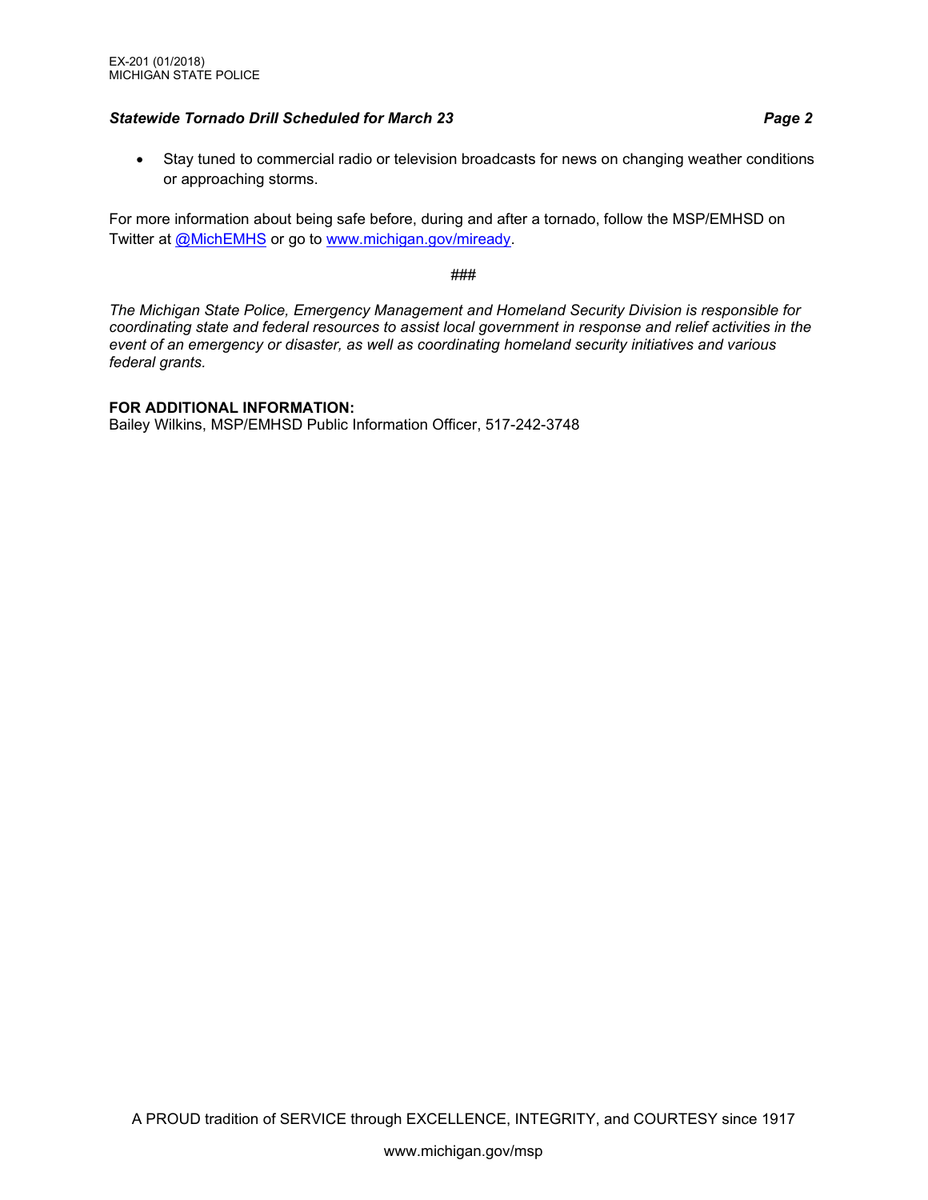- Stay tuned to commercial radio or television broadcasts for news on changing weather conditions or approaching storms.

For more information about being safe before, during and after a tornado, follow the MSP/EMHSD on Twitter at @MichEMHS or go to www.michigan.gov/miready.

###

*The Michigan State Police, Emergency Management and Homeland Security Division is responsible for coordinating state and federal resources to assist local government in response and relief activities in the event of an emergency or disaster, as well as coordinating homeland security initiatives and various federal grants.*

**FOR ADDITIONAL INFORMATION:**
Bailey Wilkins, MSP/EMHSD Public Information Officer, 517-242-3748